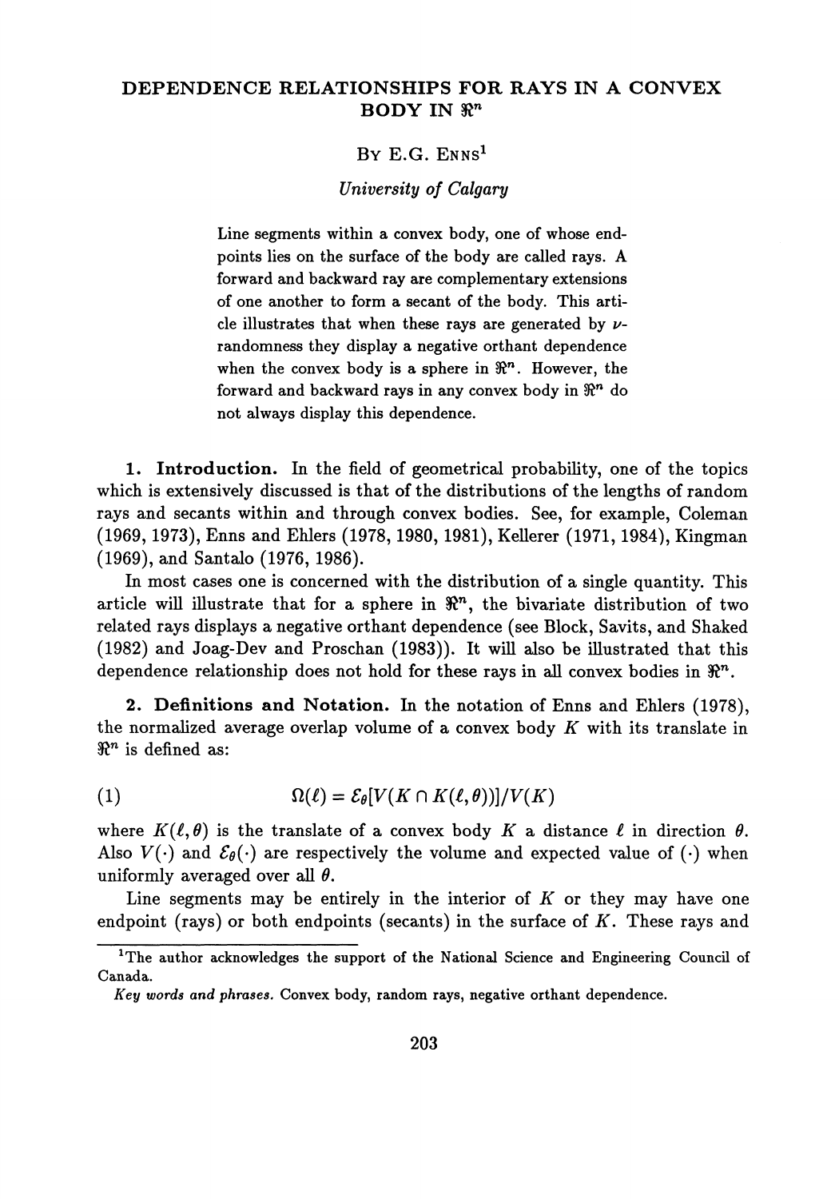# DEPENDENCE RELATIONSHIPS FOR RAYS IN A CONVEX BODY IN $\Re^n$

BY E.G. ENNS[1]

*University of Calgary*

> Line segments within a convex body, one of whose endpoints lies on the surface of the body are called rays. A forward and backward ray are complementary extensions of one another to form a secant of the body. This article illustrates that when these rays are generated by $\nu$-randomness they display a negative orthant dependence when the convex body is a sphere in $\Re^n$. However, the forward and backward rays in any convex body in $\Re^n$ do not always display this dependence.

**1. Introduction.** In the field of geometrical probability, one of the topics which is extensively discussed is that of the distributions of the lengths of random rays and secants within and through convex bodies. See, for example, Coleman (1969, 1973), Enns and Ehlers (1978, 1980, 1981), Kellerer (1971, 1984), Kingman (1969), and Santalo (1976, 1986).

In most cases one is concerned with the distribution of a single quantity. This article will illustrate that for a sphere in $\Re^n$, the bivariate distribution of two related rays displays a negative orthant dependence (see Block, Savits, and Shaked (1982) and Joag-Dev and Proschan (1983)). It will also be illustrated that this dependence relationship does not hold for these rays in all convex bodies in $\Re^n$.

**2. Definitions and Notation.** In the notation of Enns and Ehlers (1978), the normalized average overlap volume of a convex body $K$ with its translate in $\Re^n$ is defined as:

$$\Omega(\ell) = \mathcal{E}_\theta[V(K \cap K(\ell, \theta))]/V(K) \tag{1}$$

where $K(\ell, \theta)$ is the translate of a convex body $K$ a distance $\ell$ in direction $\theta$. Also $V(\cdot)$ and $\mathcal{E}_\theta(\cdot)$ are respectively the volume and expected value of $(\cdot)$ when uniformly averaged over all $\theta$.

Line segments may be entirely in the interior of $K$ or they may have one endpoint (rays) or both endpoints (secants) in the surface of $K$. These rays and

---

[1] The author acknowledges the support of the National Science and Engineering Council of Canada.

*Key words and phrases.* Convex body, random rays, negative orthant dependence.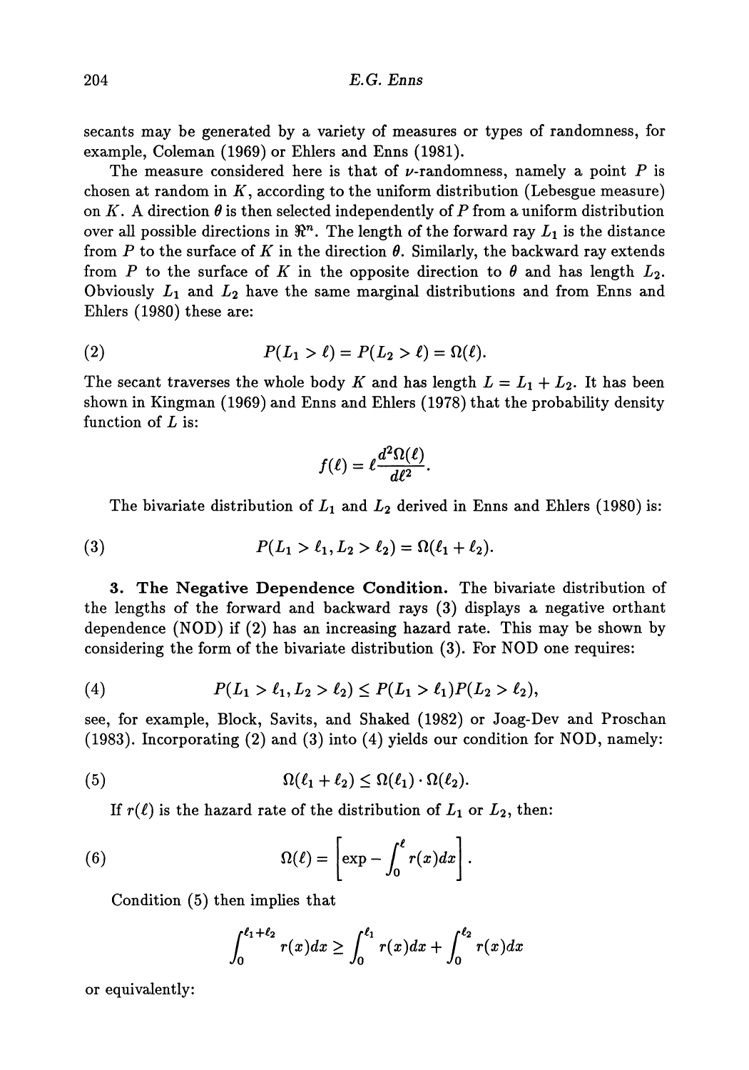secants may be generated by a variety of measures or types of randomness, for example, Coleman (1969) or Ehlers and Enns (1981).

The measure considered here is that of $\nu$-randomness, namely a point $P$ is chosen at random in $K$, according to the uniform distribution (Lebesgue measure) on $K$. A direction $\theta$ is then selected independently of $P$ from a uniform distribution over all possible directions in $\Re^n$. The length of the forward ray $L_1$ is the distance from $P$ to the surface of $K$ in the direction $\theta$. Similarly, the backward ray extends from $P$ to the surface of $K$ in the opposite direction to $\theta$ and has length $L_2$. Obviously $L_1$ and $L_2$ have the same marginal distributions and from Enns and Ehlers (1980) these are:

$$P(L_1 > \ell) = P(L_2 > \ell) = \Omega(\ell). \tag{2}$$

The secant traverses the whole body $K$ and has length $L = L_1 + L_2$. It has been shown in Kingman (1969) and Enns and Ehlers (1978) that the probability density function of $L$ is:

$$f(\ell) = \ell \frac{d^2\Omega(\ell)}{d\ell^2}.$$

The bivariate distribution of $L_1$ and $L_2$ derived in Enns and Ehlers (1980) is:

$$P(L_1 > \ell_1, L_2 > \ell_2) = \Omega(\ell_1 + \ell_2). \tag{3}$$

**3. The Negative Dependence Condition.** The bivariate distribution of the lengths of the forward and backward rays (3) displays a negative orthant dependence (NOD) if (2) has an increasing hazard rate. This may be shown by considering the form of the bivariate distribution (3). For NOD one requires:

$$P(L_1 > \ell_1, L_2 > \ell_2) \leq P(L_1 > \ell_1)P(L_2 > \ell_2), \tag{4}$$

see, for example, Block, Savits, and Shaked (1982) or Joag-Dev and Proschan (1983). Incorporating (2) and (3) into (4) yields our condition for NOD, namely:

$$\Omega(\ell_1 + \ell_2) \leq \Omega(\ell_1) \cdot \Omega(\ell_2). \tag{5}$$

If $r(\ell)$ is the hazard rate of the distribution of $L_1$ or $L_2$, then:

$$\Omega(\ell) = \left[\exp - \int_0^{\ell} r(x)dx\right]. \tag{6}$$

Condition (5) then implies that

$$\int_0^{\ell_1+\ell_2} r(x)dx \geq \int_0^{\ell_1} r(x)dx + \int_0^{\ell_2} r(x)dx$$

or equivalently: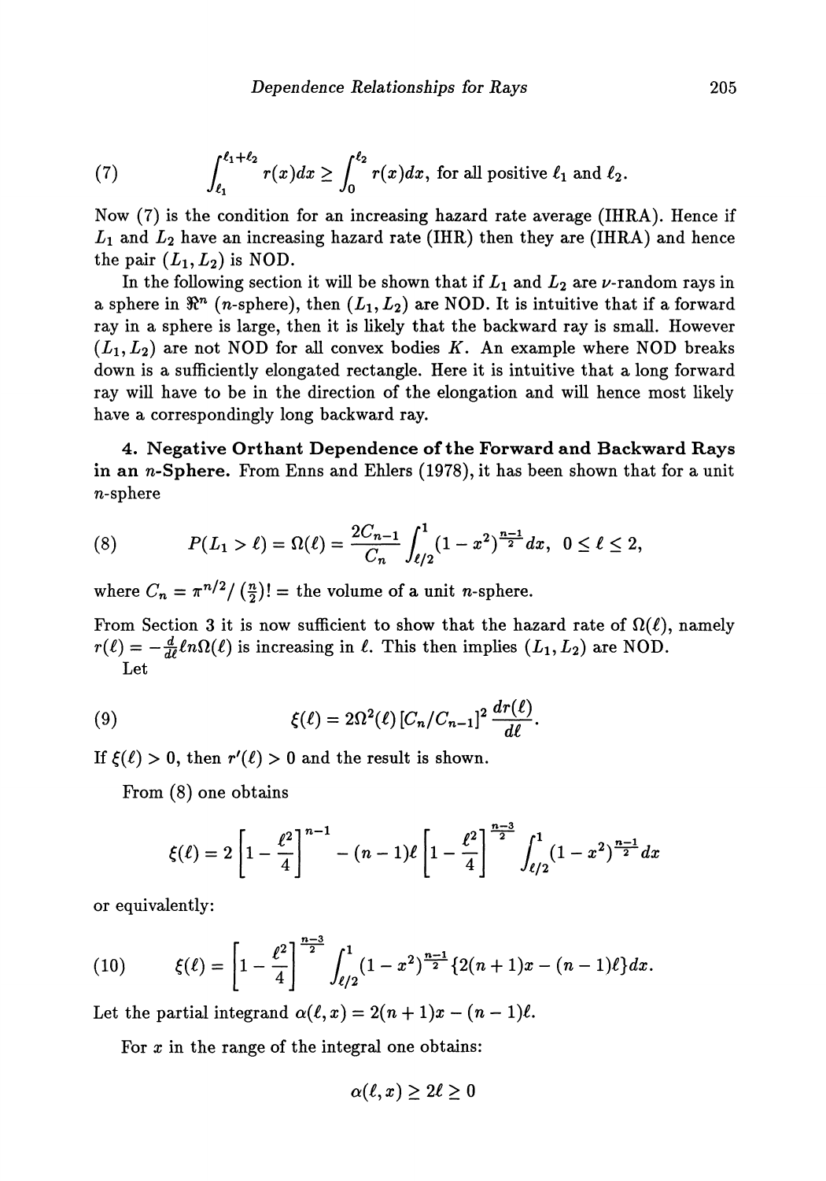$$(7) \qquad \int_{\ell_1}^{\ell_1+\ell_2} r(x)dx \geq \int_0^{\ell_2} r(x)dx, \text{ for all positive } \ell_1 \text{ and } \ell_2.$$

Now (7) is the condition for an increasing hazard rate average (IHRA). Hence if $L_1$ and $L_2$ have an increasing hazard rate (IHR) then they are (IHRA) and hence the pair $(L_1, L_2)$ is NOD.

In the following section it will be shown that if $L_1$ and $L_2$ are $\nu$-random rays in a sphere in $\Re^n$ ($n$-sphere), then $(L_1, L_2)$ are NOD. It is intuitive that if a forward ray in a sphere is large, then it is likely that the backward ray is small. However $(L_1, L_2)$ are not NOD for all convex bodies $K$. An example where NOD breaks down is a sufficiently elongated rectangle. Here it is intuitive that a long forward ray will have to be in the direction of the elongation and will hence most likely have a correspondingly long backward ray.

**4. Negative Orthant Dependence of the Forward and Backward Rays in an $n$-Sphere.** From Enns and Ehlers (1978), it has been shown that for a unit $n$-sphere

$$(8) \qquad P(L_1 > \ell) = \Omega(\ell) = \frac{2C_{n-1}}{C_n} \int_{\ell/2}^1 (1-x^2)^{\frac{n-1}{2}} dx, \quad 0 \leq \ell \leq 2,$$

where $C_n = \pi^{n/2} / \left(\frac{n}{2}\right)! =$ the volume of a unit $n$-sphere.

From Section 3 it is now sufficient to show that the hazard rate of $\Omega(\ell)$, namely $r(\ell) = -\frac{d}{d\ell} \ell n \Omega(\ell)$ is increasing in $\ell$. This then implies $(L_1, L_2)$ are NOD.

Let

$$(9) \qquad \xi(\ell) = 2\Omega^2(\ell) \left[C_n / C_{n-1}\right]^2 \frac{dr(\ell)}{d\ell}.$$

If $\xi(\ell) > 0$, then $r'(\ell) > 0$ and the result is shown.

From (8) one obtains

$$\xi(\ell) = 2\left[1 - \frac{\ell^2}{4}\right]^{n-1} - (n-1)\ell \left[1 - \frac{\ell^2}{4}\right]^{\frac{n-3}{2}} \int_{\ell/2}^1 (1-x^2)^{\frac{n-1}{2}} dx$$

or equivalently:

$$(10) \qquad \xi(\ell) = \left[1 - \frac{\ell^2}{4}\right]^{\frac{n-3}{2}} \int_{\ell/2}^1 (1-x^2)^{\frac{n-1}{2}} \{2(n+1)x - (n-1)\ell\} dx.$$

Let the partial integrand $\alpha(\ell, x) = 2(n+1)x - (n-1)\ell$.

For $x$ in the range of the integral one obtains:

$$\alpha(\ell, x) \geq 2\ell \geq 0$$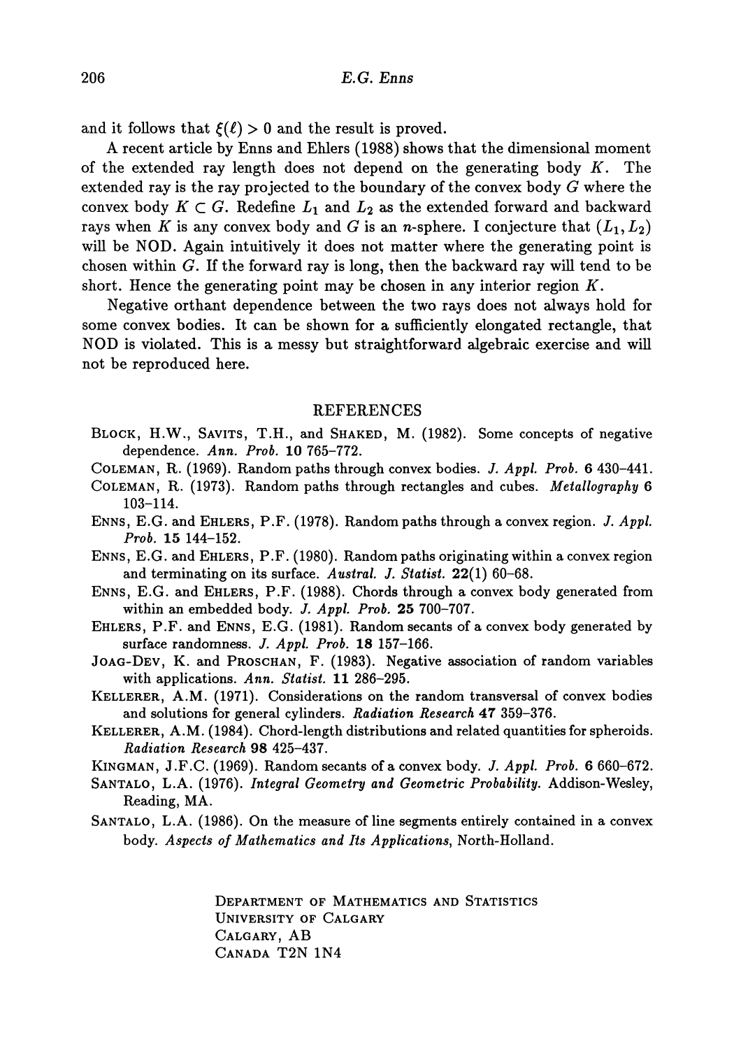and it follows that $\xi(\ell) > 0$ and the result is proved.

A recent article by Enns and Ehlers (1988) shows that the dimensional moment of the extended ray length does not depend on the generating body $K$. The extended ray is the ray projected to the boundary of the convex body $G$ where the convex body $K \subset G$. Redefine $L_1$ and $L_2$ as the extended forward and backward rays when $K$ is any convex body and $G$ is an $n$-sphere. I conjecture that $(L_1, L_2)$ will be NOD. Again intuitively it does not matter where the generating point is chosen within $G$. If the forward ray is long, then the backward ray will tend to be short. Hence the generating point may be chosen in any interior region $K$.

Negative orthant dependence between the two rays does not always hold for some convex bodies. It can be shown for a sufficiently elongated rectangle, that NOD is violated. This is a messy but straightforward algebraic exercise and will not be reproduced here.

## REFERENCES

BLOCK, H.W., SAVITS, T.H., and SHAKED, M. (1982). Some concepts of negative dependence. *Ann. Prob.* **10** 765–772.

COLEMAN, R. (1969). Random paths through convex bodies. *J. Appl. Prob.* **6** 430–441.

COLEMAN, R. (1973). Random paths through rectangles and cubes. *Metallography* **6** 103–114.

ENNS, E.G. and EHLERS, P.F. (1978). Random paths through a convex region. *J. Appl. Prob.* **15** 144–152.

ENNS, E.G. and EHLERS, P.F. (1980). Random paths originating within a convex region and terminating on its surface. *Austral. J. Statist.* **22**(1) 60–68.

ENNS, E.G. and EHLERS, P.F. (1988). Chords through a convex body generated from within an embedded body. *J. Appl. Prob.* **25** 700–707.

EHLERS, P.F. and ENNS, E.G. (1981). Random secants of a convex body generated by surface randomness. *J. Appl. Prob.* **18** 157–166.

JOAG-DEV, K. and PROSCHAN, F. (1983). Negative association of random variables with applications. *Ann. Statist.* **11** 286–295.

KELLERER, A.M. (1971). Considerations on the random transversal of convex bodies and solutions for general cylinders. *Radiation Research* **47** 359–376.

KELLERER, A.M. (1984). Chord-length distributions and related quantities for spheroids. *Radiation Research* **98** 425–437.

KINGMAN, J.F.C. (1969). Random secants of a convex body. *J. Appl. Prob.* **6** 660–672.

SANTALO, L.A. (1976). *Integral Geometry and Geometric Probability.* Addison-Wesley, Reading, MA.

SANTALO, L.A. (1986). On the measure of line segments entirely contained in a convex body. *Aspects of Mathematics and Its Applications*, North-Holland.

DEPARTMENT OF MATHEMATICS AND STATISTICS
UNIVERSITY OF CALGARY
CALGARY, AB
CANADA T2N 1N4